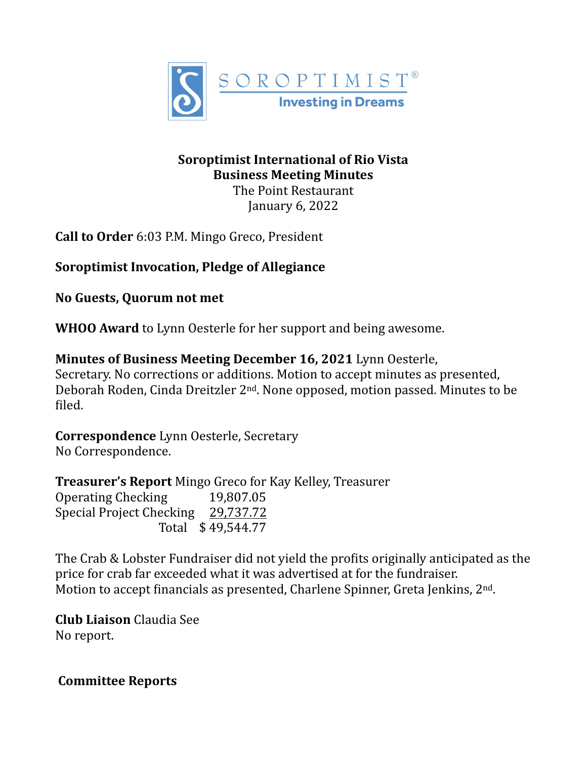# Soroptimist International of Rio Vista
## Business Meeting Minutes

The Point Restaurant
January 6, 2022

**Call to Order** 6:03 P.M. Mingo Greco, President

**Soroptimist Invocation, Pledge of Allegiance**

**No Guests, Quorum not met**

**WHOO Award** to Lynn Oesterle for her support and being awesome.

**Minutes of Business Meeting December 16, 2021** Lynn Oesterle, Secretary. No corrections or additions. Motion to accept minutes as presented, Deborah Roden, Cinda Dreitzler 2nd. None opposed, motion passed. Minutes to be filed.

**Correspondence** Lynn Oesterle, Secretary
No Correspondence.

**Treasurer's Report** Mingo Greco for Kay Kelley, Treasurer

| | |
|---|---|
| Operating Checking | 19,807.05 |
| Special Project Checking | 29,737.72 |
| Total | $ 49,544.77 |

The Crab & Lobster Fundraiser did not yield the profits originally anticipated as the price for crab far exceeded what it was advertised at for the fundraiser.
Motion to accept financials as presented, Charlene Spinner, Greta Jenkins, 2nd.

**Club Liaison** Claudia See
No report.

**Committee Reports**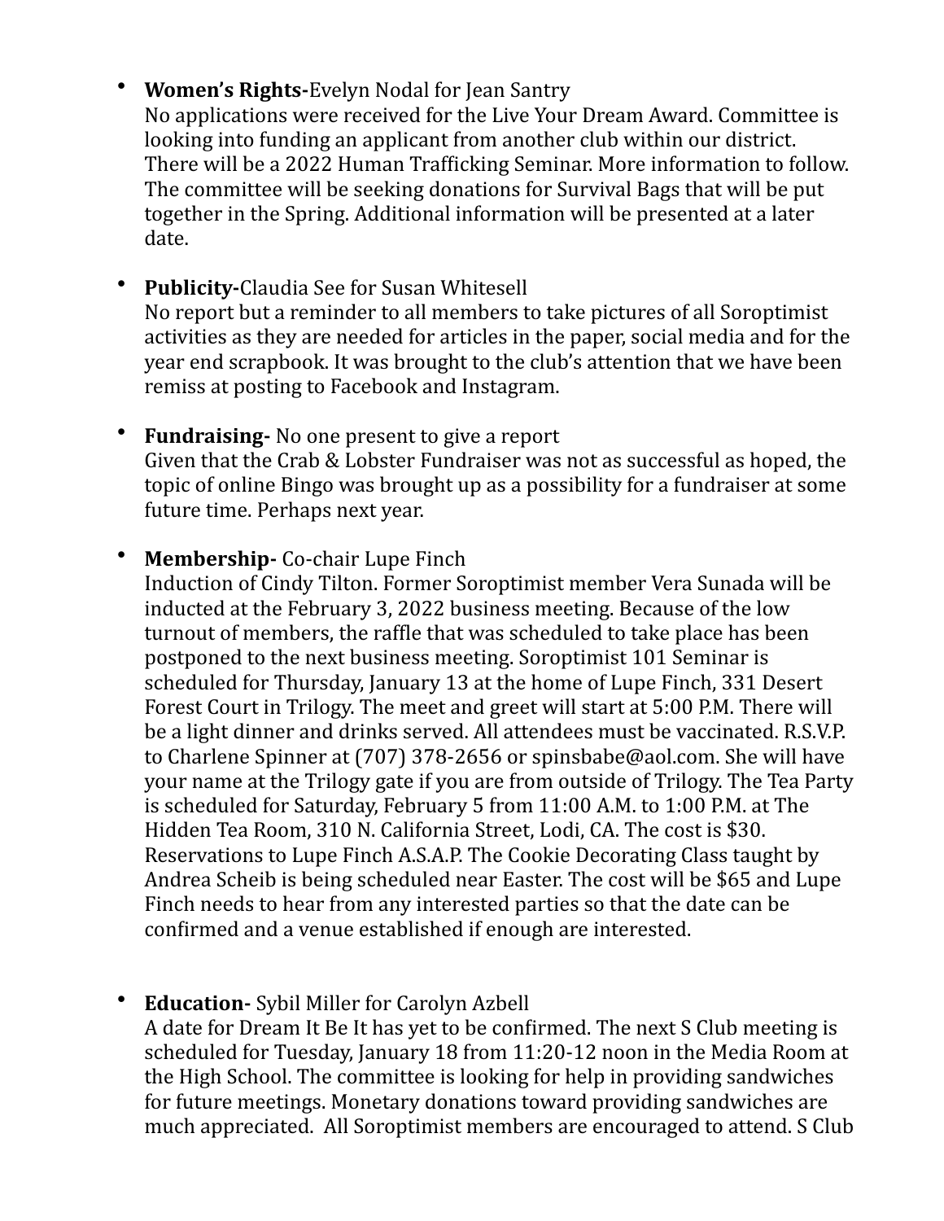- **Women's Rights-**Evelyn Nodal for Jean Santry
  No applications were received for the Live Your Dream Award. Committee is looking into funding an applicant from another club within our district. There will be a 2022 Human Trafficking Seminar. More information to follow. The committee will be seeking donations for Survival Bags that will be put together in the Spring. Additional information will be presented at a later date.

- **Publicity-**Claudia See for Susan Whitesell
  No report but a reminder to all members to take pictures of all Soroptimist activities as they are needed for articles in the paper, social media and for the year end scrapbook. It was brought to the club's attention that we have been remiss at posting to Facebook and Instagram.

- **Fundraising-** No one present to give a report
  Given that the Crab & Lobster Fundraiser was not as successful as hoped, the topic of online Bingo was brought up as a possibility for a fundraiser at some future time. Perhaps next year.

- **Membership-** Co-chair Lupe Finch
  Induction of Cindy Tilton. Former Soroptimist member Vera Sunada will be inducted at the February 3, 2022 business meeting. Because of the low turnout of members, the raffle that was scheduled to take place has been postponed to the next business meeting. Soroptimist 101 Seminar is scheduled for Thursday, January 13 at the home of Lupe Finch, 331 Desert Forest Court in Trilogy. The meet and greet will start at 5:00 P.M. There will be a light dinner and drinks served. All attendees must be vaccinated. R.S.V.P. to Charlene Spinner at (707) 378-2656 or spinsbabe@aol.com. She will have your name at the Trilogy gate if you are from outside of Trilogy. The Tea Party is scheduled for Saturday, February 5 from 11:00 A.M. to 1:00 P.M. at The Hidden Tea Room, 310 N. California Street, Lodi, CA. The cost is $30. Reservations to Lupe Finch A.S.A.P. The Cookie Decorating Class taught by Andrea Scheib is being scheduled near Easter. The cost will be $65 and Lupe Finch needs to hear from any interested parties so that the date can be confirmed and a venue established if enough are interested.

- **Education-** Sybil Miller for Carolyn Azbell
  A date for Dream It Be It has yet to be confirmed. The next S Club meeting is scheduled for Tuesday, January 18 from 11:20-12 noon in the Media Room at the High School. The committee is looking for help in providing sandwiches for future meetings. Monetary donations toward providing sandwiches are much appreciated. All Soroptimist members are encouraged to attend. S Club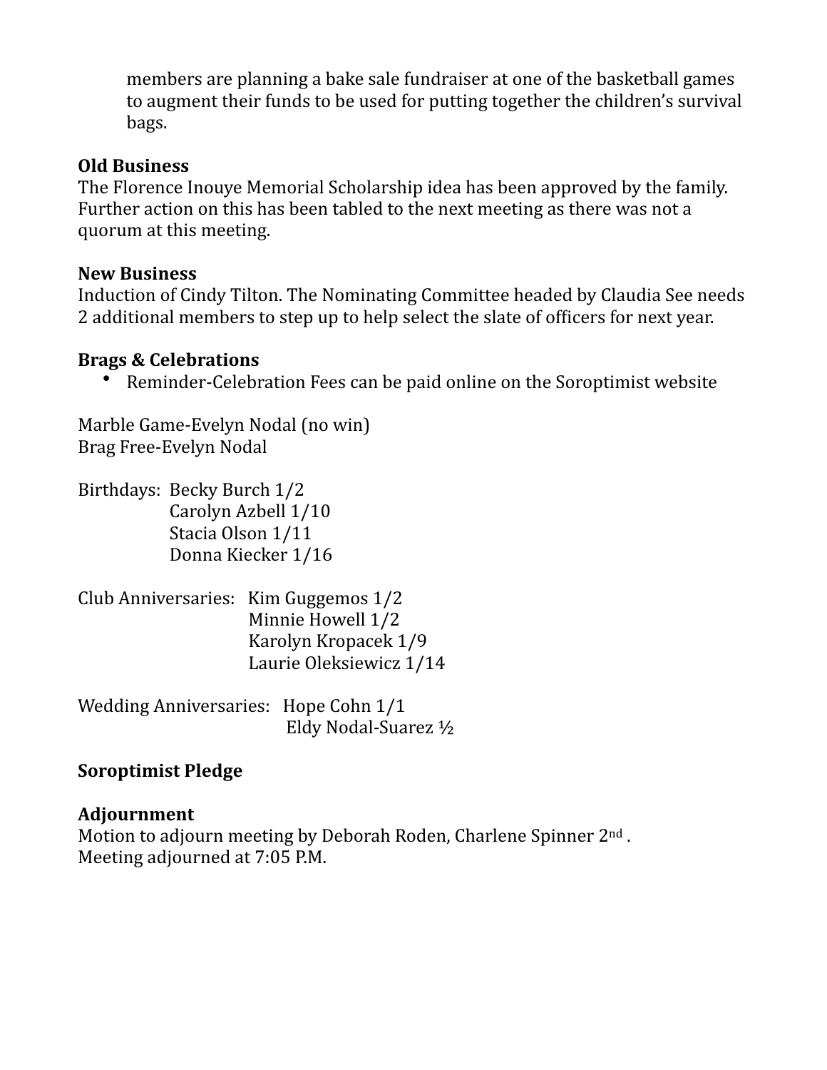members are planning a bake sale fundraiser at one of the basketball games to augment their funds to be used for putting together the children's survival bags.

**Old Business**
The Florence Inouye Memorial Scholarship idea has been approved by the family. Further action on this has been tabled to the next meeting as there was not a quorum at this meeting.

**New Business**
Induction of Cindy Tilton. The Nominating Committee headed by Claudia See needs 2 additional members to step up to help select the slate of officers for next year.

**Brags & Celebrations**

- Reminder-Celebration Fees can be paid online on the Soroptimist website

Marble Game-Evelyn Nodal (no win)
Brag Free-Evelyn Nodal

Birthdays: Becky Burch 1/2
Carolyn Azbell 1/10
Stacia Olson 1/11
Donna Kiecker 1/16

Club Anniversaries: Kim Guggemos 1/2
Minnie Howell 1/2
Karolyn Kropacek 1/9
Laurie Oleksiewicz 1/14

Wedding Anniversaries: Hope Cohn 1/1
Eldy Nodal-Suarez ½

**Soroptimist Pledge**

**Adjournment**
Motion to adjourn meeting by Deborah Roden, Charlene Spinner 2nd .
Meeting adjourned at 7:05 P.M.